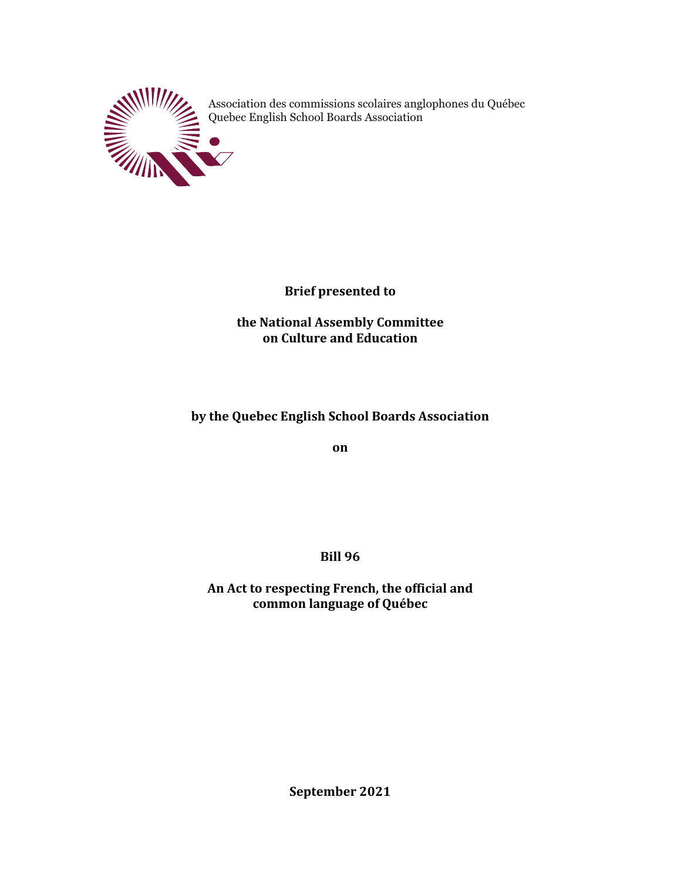Association des commissions scolaires anglophones du Québec
Quebec English School Boards Association

**Brief presented to**

**the National Assembly Committee on Culture and Education**

**by the Quebec English School Boards Association**

**on**

**Bill 96**

**An Act to respecting French, the official and common language of Québec**

**September 2021**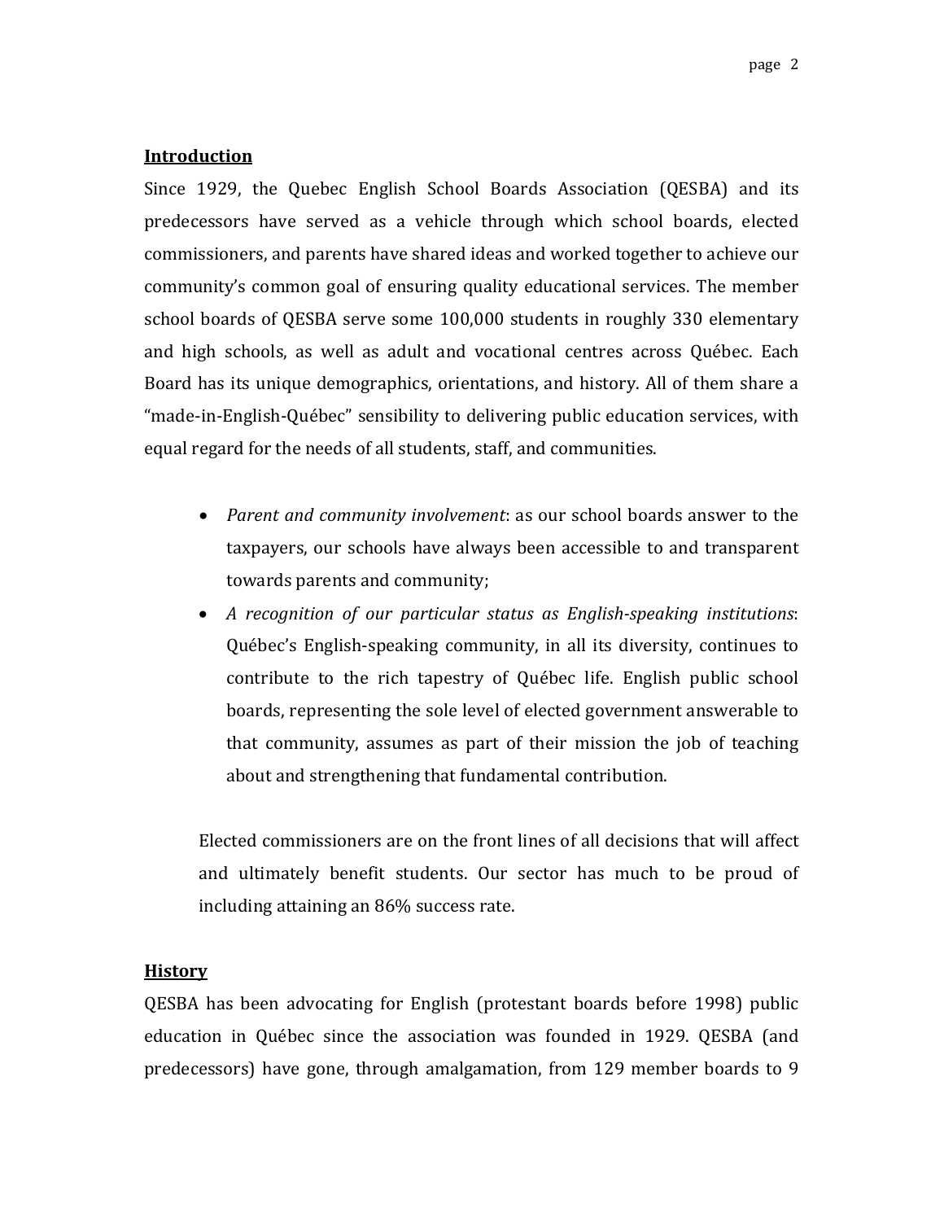**Introduction**

Since 1929, the Quebec English School Boards Association (QESBA) and its predecessors have served as a vehicle through which school boards, elected commissioners, and parents have shared ideas and worked together to achieve our community's common goal of ensuring quality educational services. The member school boards of QESBA serve some 100,000 students in roughly 330 elementary and high schools, as well as adult and vocational centres across Québec. Each Board has its unique demographics, orientations, and history. All of them share a "made-in-English-Québec" sensibility to delivering public education services, with equal regard for the needs of all students, staff, and communities.

- *Parent and community involvement*: as our school boards answer to the taxpayers, our schools have always been accessible to and transparent towards parents and community;
- *A recognition of our particular status as English-speaking institutions*: Québec's English-speaking community, in all its diversity, continues to contribute to the rich tapestry of Québec life. English public school boards, representing the sole level of elected government answerable to that community, assumes as part of their mission the job of teaching about and strengthening that fundamental contribution.

Elected commissioners are on the front lines of all decisions that will affect and ultimately benefit students. Our sector has much to be proud of including attaining an 86% success rate.

**History**

QESBA has been advocating for English (protestant boards before 1998) public education in Québec since the association was founded in 1929. QESBA (and predecessors) have gone, through amalgamation, from 129 member boards to 9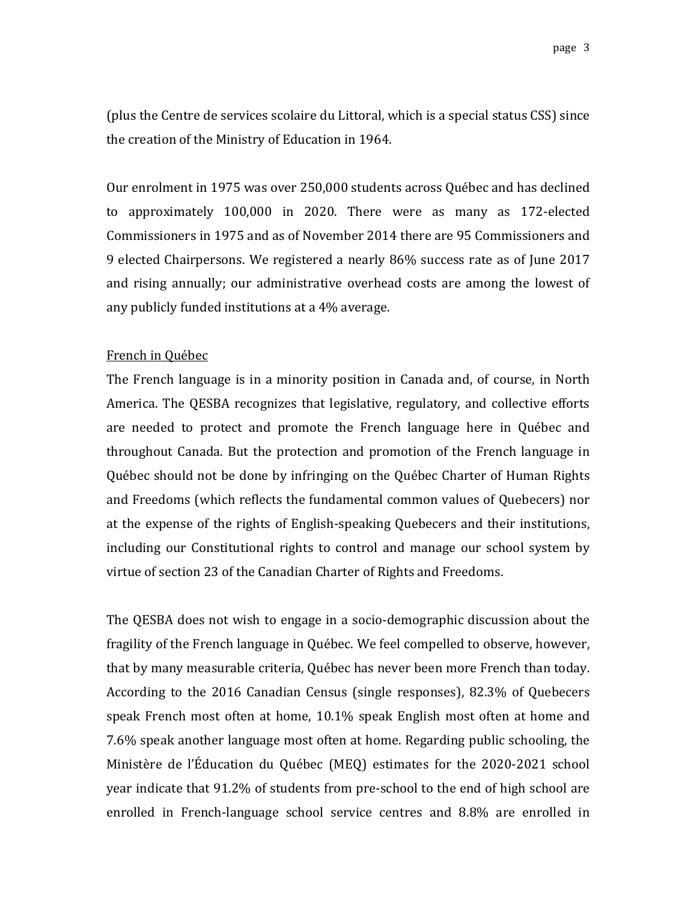(plus the Centre de services scolaire du Littoral, which is a special status CSS) since the creation of the Ministry of Education in 1964.

Our enrolment in 1975 was over 250,000 students across Québec and has declined to approximately 100,000 in 2020. There were as many as 172-elected Commissioners in 1975 and as of November 2014 there are 95 Commissioners and 9 elected Chairpersons. We registered a nearly 86% success rate as of June 2017 and rising annually; our administrative overhead costs are among the lowest of any publicly funded institutions at a 4% average.

<u>French in Québec</u>

The French language is in a minority position in Canada and, of course, in North America. The QESBA recognizes that legislative, regulatory, and collective efforts are needed to protect and promote the French language here in Québec and throughout Canada. But the protection and promotion of the French language in Québec should not be done by infringing on the Québec Charter of Human Rights and Freedoms (which reflects the fundamental common values of Quebecers) nor at the expense of the rights of English-speaking Quebecers and their institutions, including our Constitutional rights to control and manage our school system by virtue of section 23 of the Canadian Charter of Rights and Freedoms.

The QESBA does not wish to engage in a socio-demographic discussion about the fragility of the French language in Québec. We feel compelled to observe, however, that by many measurable criteria, Québec has never been more French than today. According to the 2016 Canadian Census (single responses), 82.3% of Quebecers speak French most often at home, 10.1% speak English most often at home and 7.6% speak another language most often at home. Regarding public schooling, the Ministère de l'Éducation du Québec (MEQ) estimates for the 2020-2021 school year indicate that 91.2% of students from pre-school to the end of high school are enrolled in French-language school service centres and 8.8% are enrolled in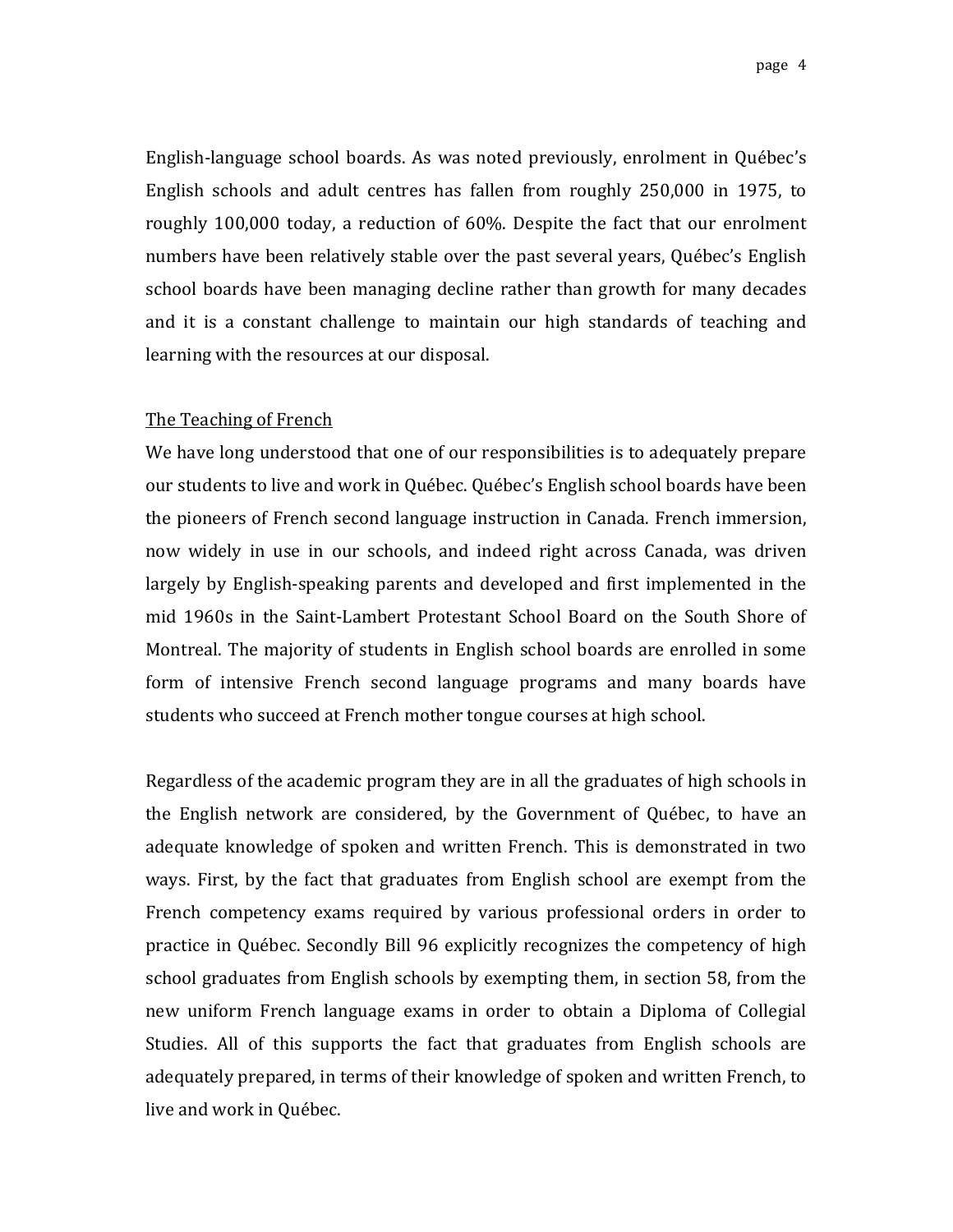English-language school boards. As was noted previously, enrolment in Québec's English schools and adult centres has fallen from roughly 250,000 in 1975, to roughly 100,000 today, a reduction of 60%. Despite the fact that our enrolment numbers have been relatively stable over the past several years, Québec's English school boards have been managing decline rather than growth for many decades and it is a constant challenge to maintain our high standards of teaching and learning with the resources at our disposal.

<u>The Teaching of French</u>

We have long understood that one of our responsibilities is to adequately prepare our students to live and work in Québec. Québec's English school boards have been the pioneers of French second language instruction in Canada. French immersion, now widely in use in our schools, and indeed right across Canada, was driven largely by English-speaking parents and developed and first implemented in the mid 1960s in the Saint-Lambert Protestant School Board on the South Shore of Montreal. The majority of students in English school boards are enrolled in some form of intensive French second language programs and many boards have students who succeed at French mother tongue courses at high school.

Regardless of the academic program they are in all the graduates of high schools in the English network are considered, by the Government of Québec, to have an adequate knowledge of spoken and written French. This is demonstrated in two ways. First, by the fact that graduates from English school are exempt from the French competency exams required by various professional orders in order to practice in Québec. Secondly Bill 96 explicitly recognizes the competency of high school graduates from English schools by exempting them, in section 58, from the new uniform French language exams in order to obtain a Diploma of Collegial Studies. All of this supports the fact that graduates from English schools are adequately prepared, in terms of their knowledge of spoken and written French, to live and work in Québec.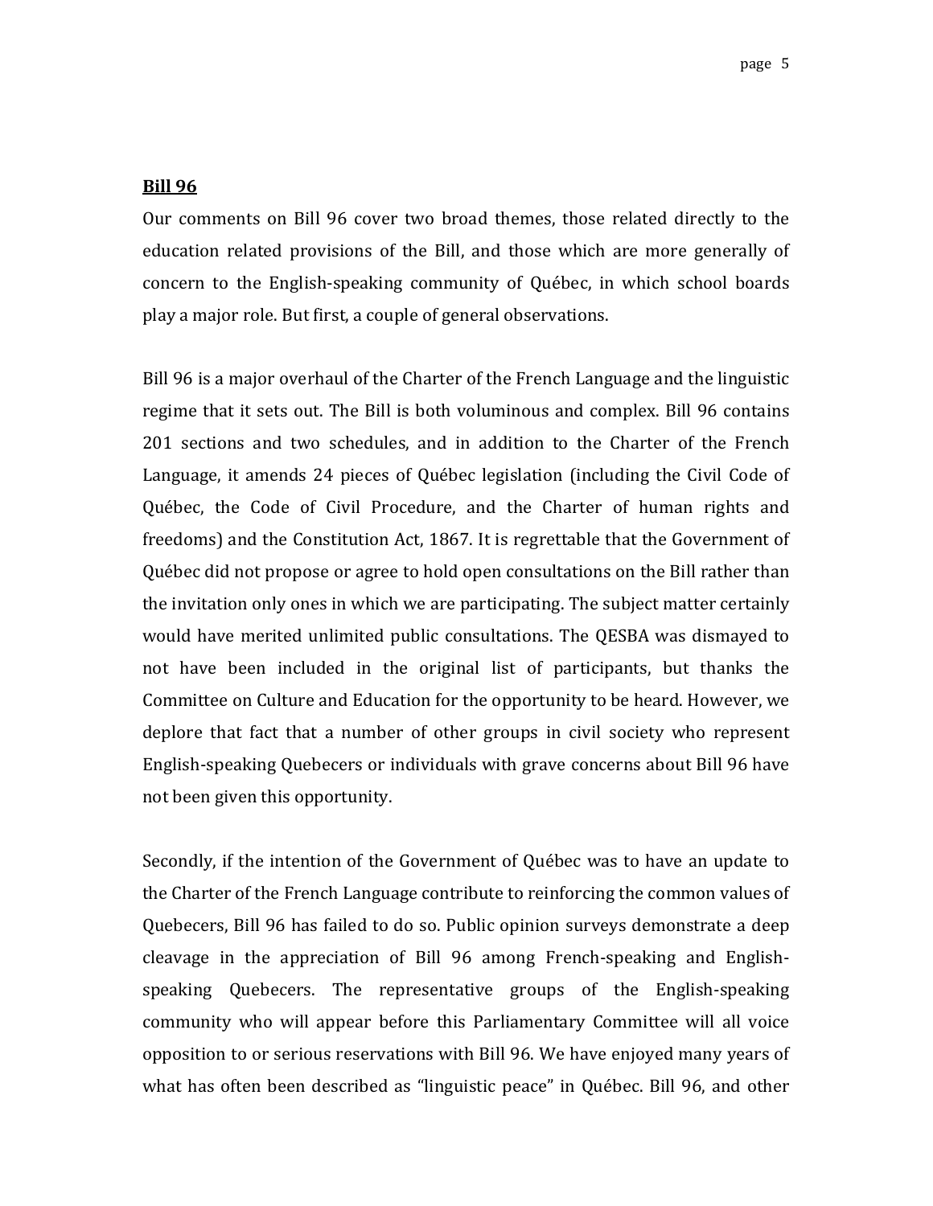**Bill 96**

Our comments on Bill 96 cover two broad themes, those related directly to the education related provisions of the Bill, and those which are more generally of concern to the English-speaking community of Québec, in which school boards play a major role. But first, a couple of general observations.

Bill 96 is a major overhaul of the Charter of the French Language and the linguistic regime that it sets out. The Bill is both voluminous and complex. Bill 96 contains 201 sections and two schedules, and in addition to the Charter of the French Language, it amends 24 pieces of Québec legislation (including the Civil Code of Québec, the Code of Civil Procedure, and the Charter of human rights and freedoms) and the Constitution Act, 1867. It is regrettable that the Government of Québec did not propose or agree to hold open consultations on the Bill rather than the invitation only ones in which we are participating. The subject matter certainly would have merited unlimited public consultations. The QESBA was dismayed to not have been included in the original list of participants, but thanks the Committee on Culture and Education for the opportunity to be heard. However, we deplore that fact that a number of other groups in civil society who represent English-speaking Quebecers or individuals with grave concerns about Bill 96 have not been given this opportunity.

Secondly, if the intention of the Government of Québec was to have an update to the Charter of the French Language contribute to reinforcing the common values of Quebecers, Bill 96 has failed to do so. Public opinion surveys demonstrate a deep cleavage in the appreciation of Bill 96 among French-speaking and English-speaking Quebecers. The representative groups of the English-speaking community who will appear before this Parliamentary Committee will all voice opposition to or serious reservations with Bill 96. We have enjoyed many years of what has often been described as "linguistic peace" in Québec. Bill 96, and other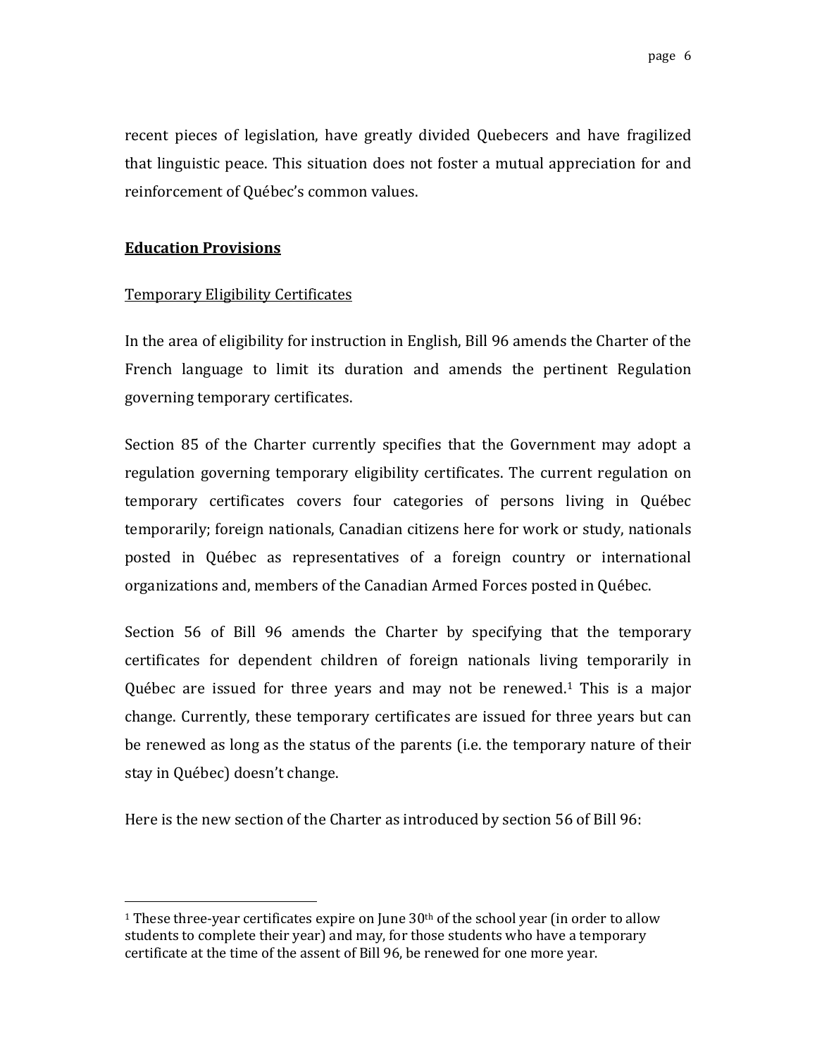recent pieces of legislation, have greatly divided Quebecers and have fragilized that linguistic peace. This situation does not foster a mutual appreciation for and reinforcement of Québec's common values.

## **Education Provisions**

### Temporary Eligibility Certificates

In the area of eligibility for instruction in English, Bill 96 amends the Charter of the French language to limit its duration and amends the pertinent Regulation governing temporary certificates.

Section 85 of the Charter currently specifies that the Government may adopt a regulation governing temporary eligibility certificates. The current regulation on temporary certificates covers four categories of persons living in Québec temporarily; foreign nationals, Canadian citizens here for work or study, nationals posted in Québec as representatives of a foreign country or international organizations and, members of the Canadian Armed Forces posted in Québec.

Section 56 of Bill 96 amends the Charter by specifying that the temporary certificates for dependent children of foreign nationals living temporarily in Québec are issued for three years and may not be renewed.[1] This is a major change. Currently, these temporary certificates are issued for three years but can be renewed as long as the status of the parents (i.e. the temporary nature of their stay in Québec) doesn't change.

Here is the new section of the Charter as introduced by section 56 of Bill 96:

---

[1] These three-year certificates expire on June 30th of the school year (in order to allow students to complete their year) and may, for those students who have a temporary certificate at the time of the assent of Bill 96, be renewed for one more year.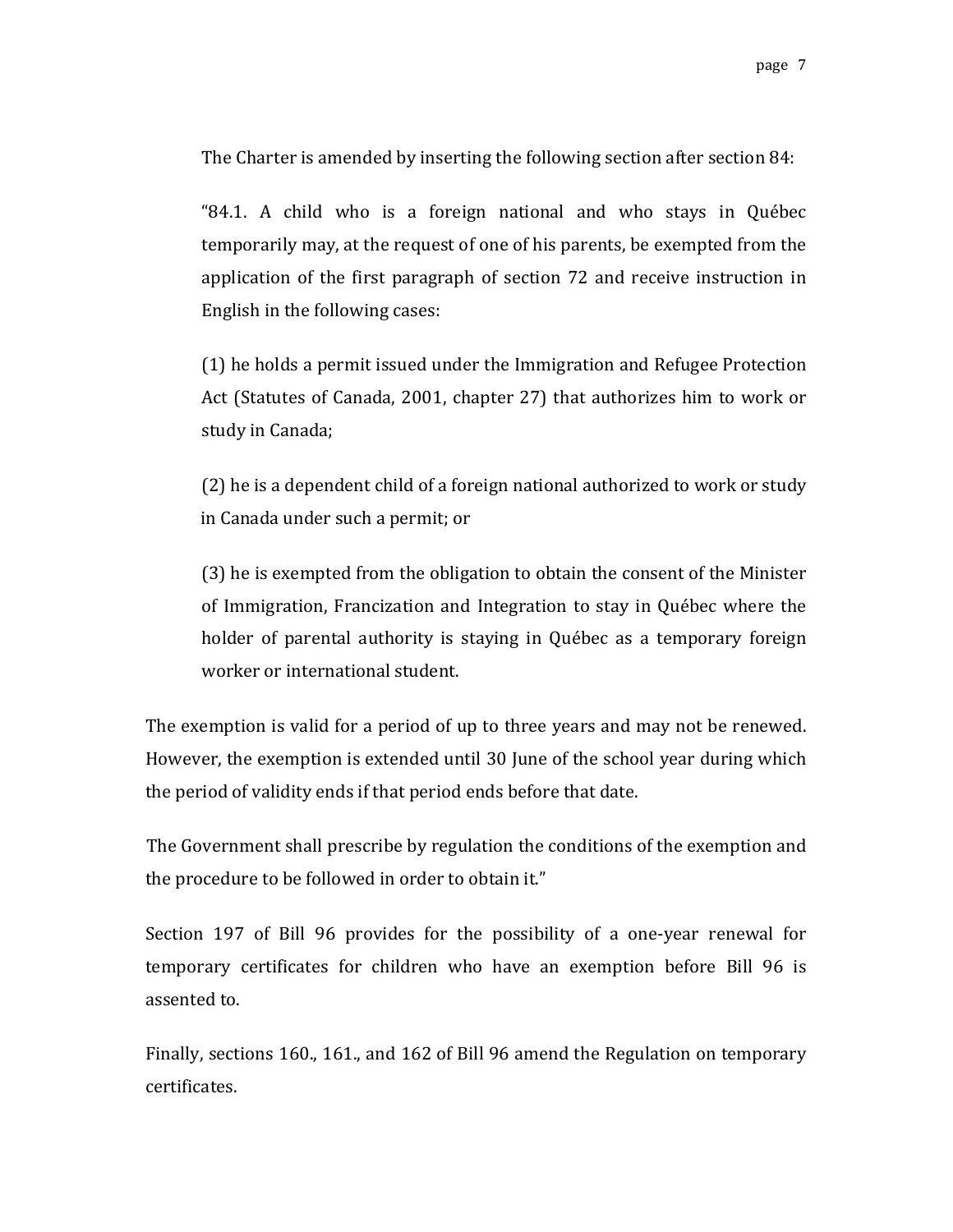The Charter is amended by inserting the following section after section 84:

> "84.1. A child who is a foreign national and who stays in Québec temporarily may, at the request of one of his parents, be exempted from the application of the first paragraph of section 72 and receive instruction in English in the following cases:
>
> (1) he holds a permit issued under the Immigration and Refugee Protection Act (Statutes of Canada, 2001, chapter 27) that authorizes him to work or study in Canada;
>
> (2) he is a dependent child of a foreign national authorized to work or study in Canada under such a permit; or
>
> (3) he is exempted from the obligation to obtain the consent of the Minister of Immigration, Francization and Integration to stay in Québec where the holder of parental authority is staying in Québec as a temporary foreign worker or international student.

The exemption is valid for a period of up to three years and may not be renewed. However, the exemption is extended until 30 June of the school year during which the period of validity ends if that period ends before that date.

The Government shall prescribe by regulation the conditions of the exemption and the procedure to be followed in order to obtain it."

Section 197 of Bill 96 provides for the possibility of a one-year renewal for temporary certificates for children who have an exemption before Bill 96 is assented to.

Finally, sections 160., 161., and 162 of Bill 96 amend the Regulation on temporary certificates.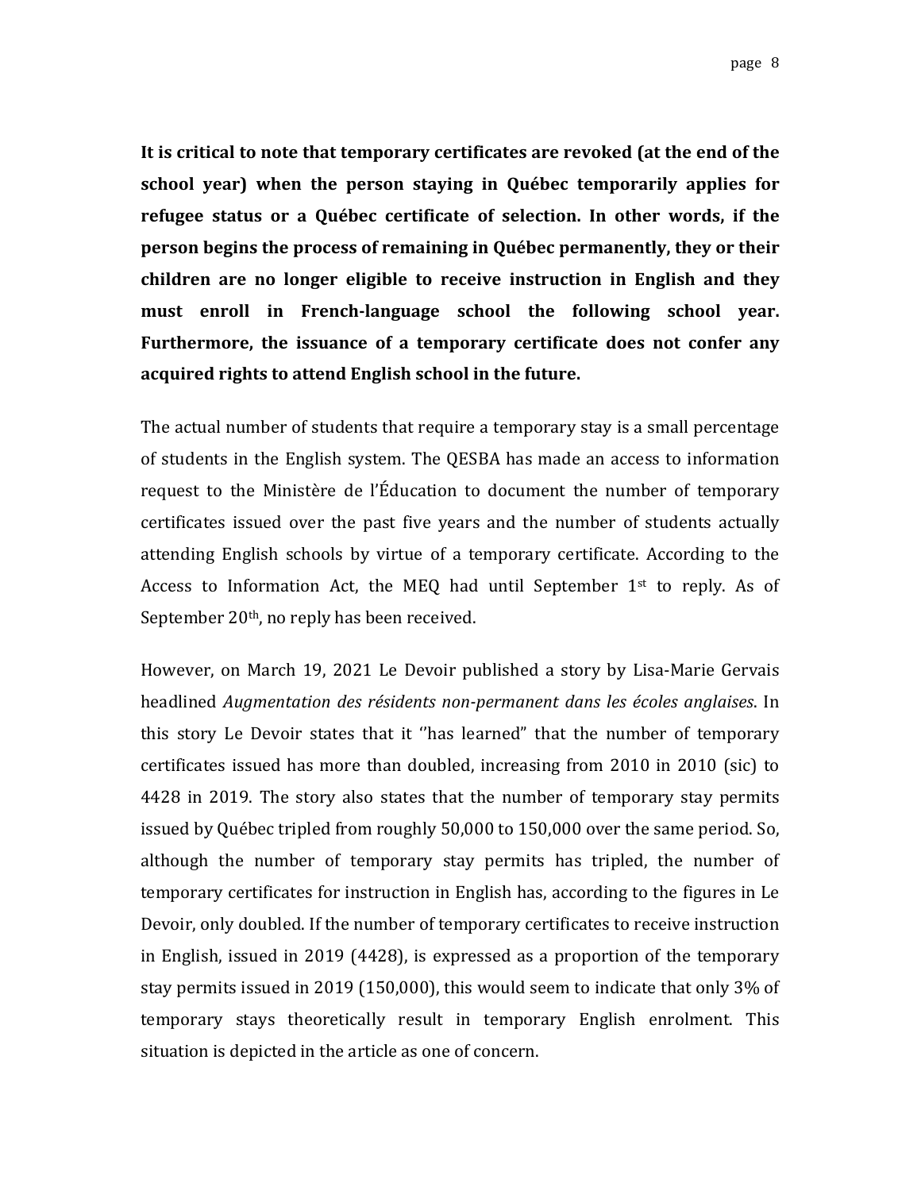**It is critical to note that temporary certificates are revoked (at the end of the school year) when the person staying in Québec temporarily applies for refugee status or a Québec certificate of selection. In other words, if the person begins the process of remaining in Québec permanently, they or their children are no longer eligible to receive instruction in English and they must enroll in French-language school the following school year. Furthermore, the issuance of a temporary certificate does not confer any acquired rights to attend English school in the future.**

The actual number of students that require a temporary stay is a small percentage of students in the English system. The QESBA has made an access to information request to the Ministère de l'Éducation to document the number of temporary certificates issued over the past five years and the number of students actually attending English schools by virtue of a temporary certificate. According to the Access to Information Act, the MEQ had until September 1st to reply. As of September 20th, no reply has been received.

However, on March 19, 2021 Le Devoir published a story by Lisa-Marie Gervais headlined *Augmentation des résidents non-permanent dans les écoles anglaises*. In this story Le Devoir states that it ''has learned" that the number of temporary certificates issued has more than doubled, increasing from 2010 in 2010 (sic) to 4428 in 2019. The story also states that the number of temporary stay permits issued by Québec tripled from roughly 50,000 to 150,000 over the same period. So, although the number of temporary stay permits has tripled, the number of temporary certificates for instruction in English has, according to the figures in Le Devoir, only doubled. If the number of temporary certificates to receive instruction in English, issued in 2019 (4428), is expressed as a proportion of the temporary stay permits issued in 2019 (150,000), this would seem to indicate that only 3% of temporary stays theoretically result in temporary English enrolment. This situation is depicted in the article as one of concern.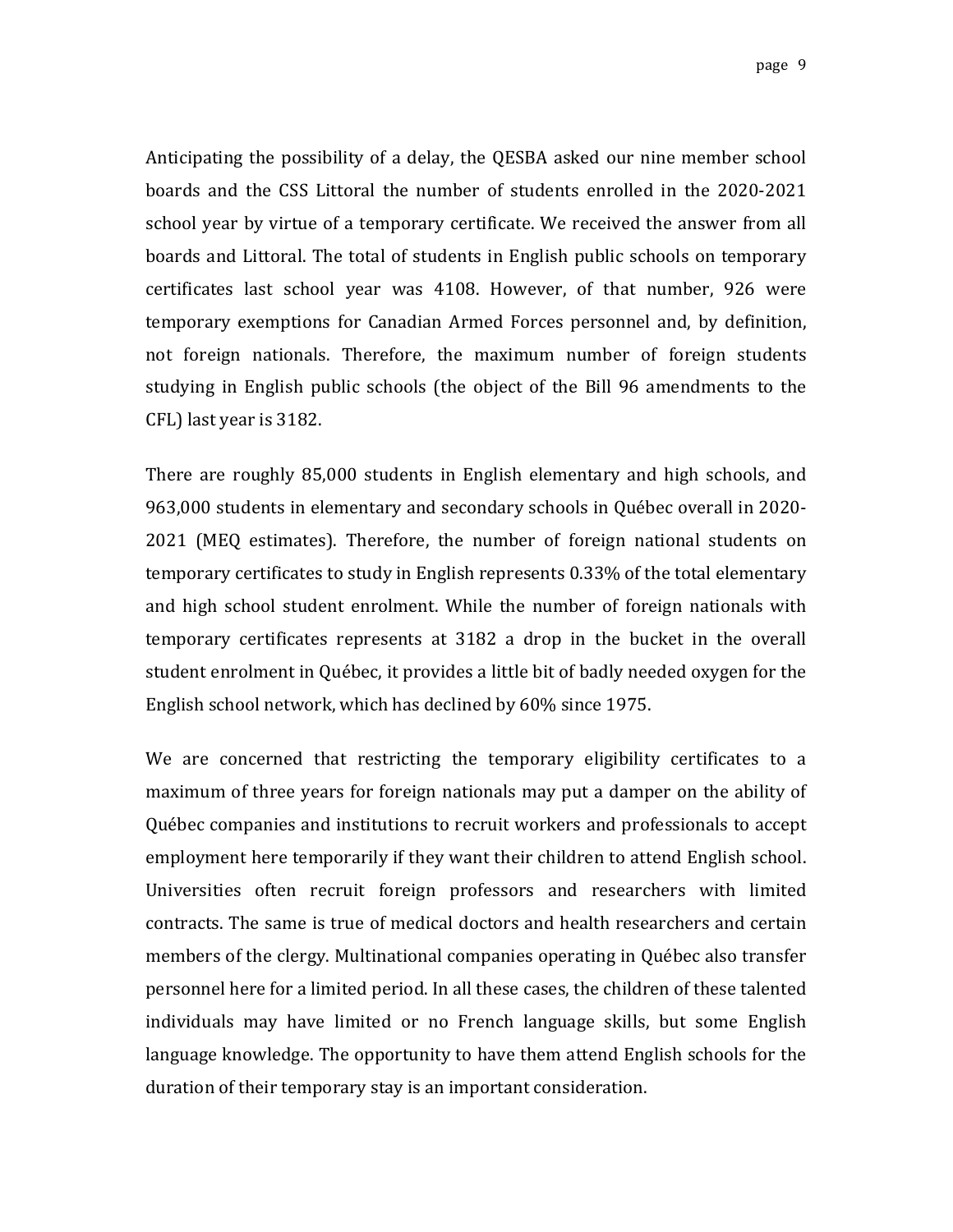Anticipating the possibility of a delay, the QESBA asked our nine member school boards and the CSS Littoral the number of students enrolled in the 2020-2021 school year by virtue of a temporary certificate. We received the answer from all boards and Littoral. The total of students in English public schools on temporary certificates last school year was 4108. However, of that number, 926 were temporary exemptions for Canadian Armed Forces personnel and, by definition, not foreign nationals. Therefore, the maximum number of foreign students studying in English public schools (the object of the Bill 96 amendments to the CFL) last year is 3182.

There are roughly 85,000 students in English elementary and high schools, and 963,000 students in elementary and secondary schools in Québec overall in 2020-2021 (MEQ estimates). Therefore, the number of foreign national students on temporary certificates to study in English represents 0.33% of the total elementary and high school student enrolment. While the number of foreign nationals with temporary certificates represents at 3182 a drop in the bucket in the overall student enrolment in Québec, it provides a little bit of badly needed oxygen for the English school network, which has declined by 60% since 1975.

We are concerned that restricting the temporary eligibility certificates to a maximum of three years for foreign nationals may put a damper on the ability of Québec companies and institutions to recruit workers and professionals to accept employment here temporarily if they want their children to attend English school. Universities often recruit foreign professors and researchers with limited contracts. The same is true of medical doctors and health researchers and certain members of the clergy. Multinational companies operating in Québec also transfer personnel here for a limited period. In all these cases, the children of these talented individuals may have limited or no French language skills, but some English language knowledge. The opportunity to have them attend English schools for the duration of their temporary stay is an important consideration.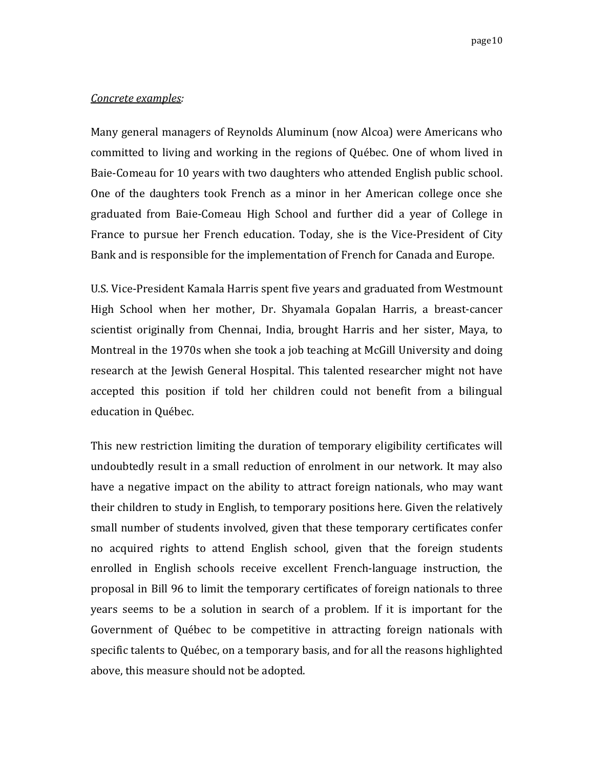*Concrete examples:*

Many general managers of Reynolds Aluminum (now Alcoa) were Americans who committed to living and working in the regions of Québec. One of whom lived in Baie-Comeau for 10 years with two daughters who attended English public school. One of the daughters took French as a minor in her American college once she graduated from Baie-Comeau High School and further did a year of College in France to pursue her French education. Today, she is the Vice-President of City Bank and is responsible for the implementation of French for Canada and Europe.

U.S. Vice-President Kamala Harris spent five years and graduated from Westmount High School when her mother, Dr. Shyamala Gopalan Harris, a breast-cancer scientist originally from Chennai, India, brought Harris and her sister, Maya, to Montreal in the 1970s when she took a job teaching at McGill University and doing research at the Jewish General Hospital. This talented researcher might not have accepted this position if told her children could not benefit from a bilingual education in Québec.

This new restriction limiting the duration of temporary eligibility certificates will undoubtedly result in a small reduction of enrolment in our network. It may also have a negative impact on the ability to attract foreign nationals, who may want their children to study in English, to temporary positions here. Given the relatively small number of students involved, given that these temporary certificates confer no acquired rights to attend English school, given that the foreign students enrolled in English schools receive excellent French-language instruction, the proposal in Bill 96 to limit the temporary certificates of foreign nationals to three years seems to be a solution in search of a problem. If it is important for the Government of Québec to be competitive in attracting foreign nationals with specific talents to Québec, on a temporary basis, and for all the reasons highlighted above, this measure should not be adopted.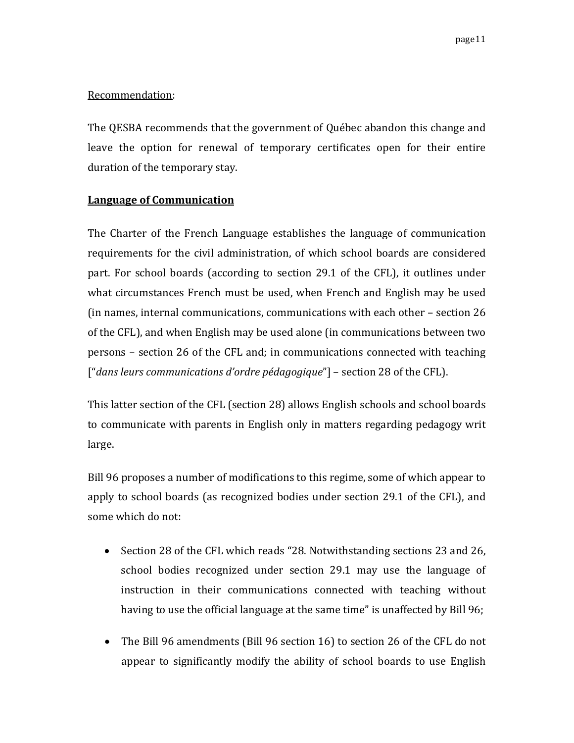Recommendation:

The QESBA recommends that the government of Québec abandon this change and leave the option for renewal of temporary certificates open for their entire duration of the temporary stay.

**Language of Communication**

The Charter of the French Language establishes the language of communication requirements for the civil administration, of which school boards are considered part. For school boards (according to section 29.1 of the CFL), it outlines under what circumstances French must be used, when French and English may be used (in names, internal communications, communications with each other – section 26 of the CFL), and when English may be used alone (in communications between two persons – section 26 of the CFL and; in communications connected with teaching ["*dans leurs communications d'ordre pédagogique*"] – section 28 of the CFL).

This latter section of the CFL (section 28) allows English schools and school boards to communicate with parents in English only in matters regarding pedagogy writ large.

Bill 96 proposes a number of modifications to this regime, some of which appear to apply to school boards (as recognized bodies under section 29.1 of the CFL), and some which do not:

- Section 28 of the CFL which reads "28. Notwithstanding sections 23 and 26, school bodies recognized under section 29.1 may use the language of instruction in their communications connected with teaching without having to use the official language at the same time" is unaffected by Bill 96;
- The Bill 96 amendments (Bill 96 section 16) to section 26 of the CFL do not appear to significantly modify the ability of school boards to use English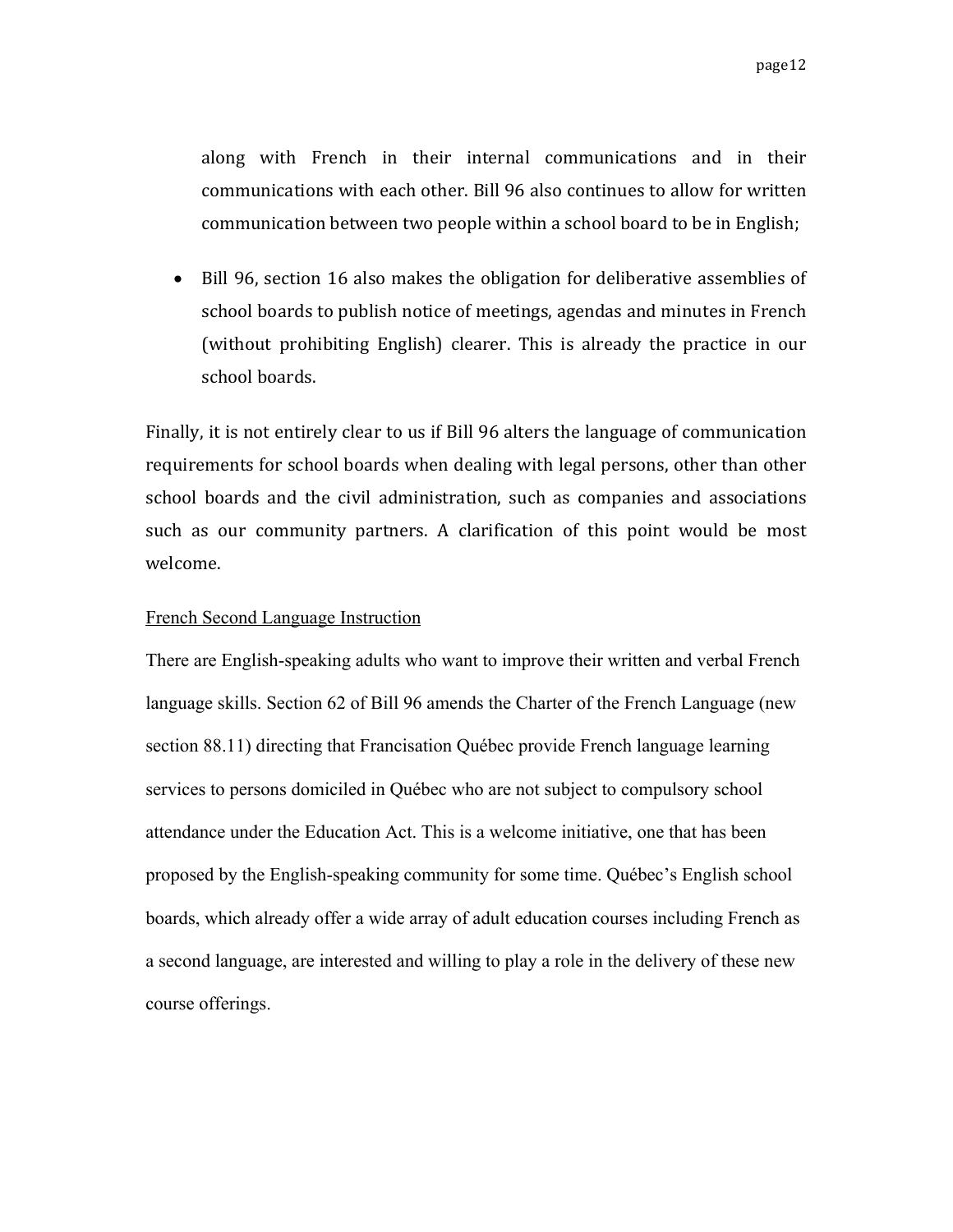along with French in their internal communications and in their communications with each other. Bill 96 also continues to allow for written communication between two people within a school board to be in English;

- Bill 96, section 16 also makes the obligation for deliberative assemblies of school boards to publish notice of meetings, agendas and minutes in French (without prohibiting English) clearer. This is already the practice in our school boards.

Finally, it is not entirely clear to us if Bill 96 alters the language of communication requirements for school boards when dealing with legal persons, other than other school boards and the civil administration, such as companies and associations such as our community partners. A clarification of this point would be most welcome.

<u>French Second Language Instruction</u>

There are English-speaking adults who want to improve their written and verbal French language skills. Section 62 of Bill 96 amends the Charter of the French Language (new section 88.11) directing that Francisation Québec provide French language learning services to persons domiciled in Québec who are not subject to compulsory school attendance under the Education Act. This is a welcome initiative, one that has been proposed by the English-speaking community for some time. Québec's English school boards, which already offer a wide array of adult education courses including French as a second language, are interested and willing to play a role in the delivery of these new course offerings.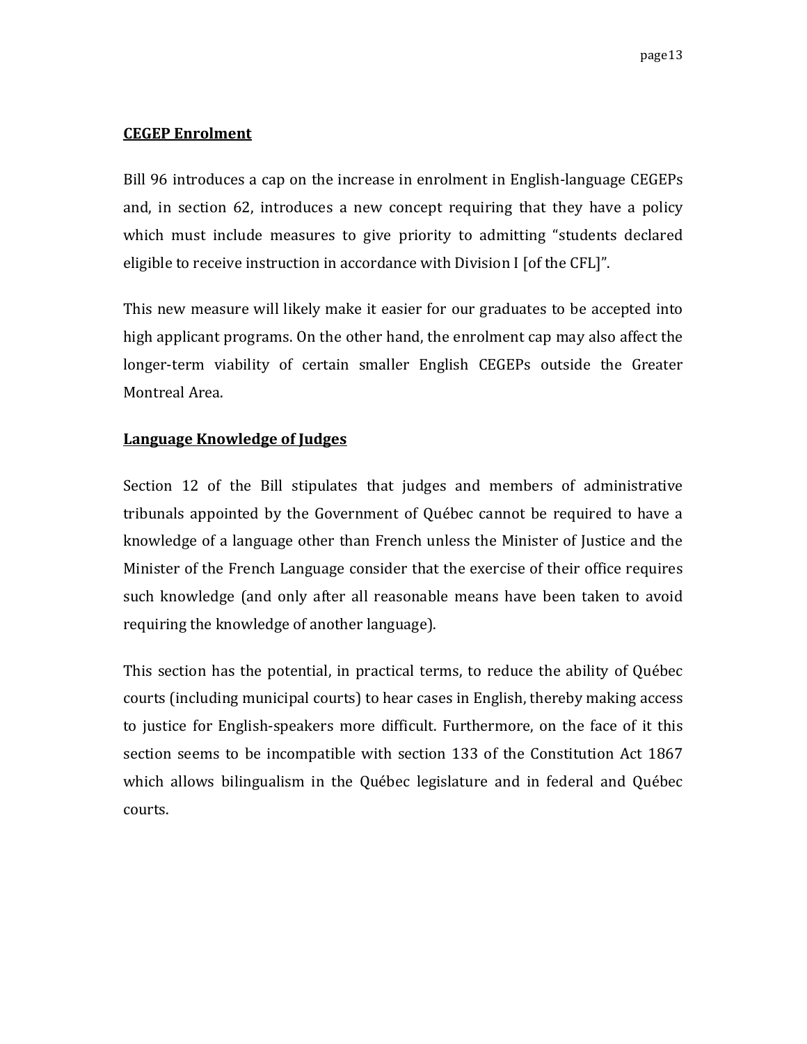## CEGEP Enrolment

Bill 96 introduces a cap on the increase in enrolment in English-language CEGEPs and, in section 62, introduces a new concept requiring that they have a policy which must include measures to give priority to admitting "students declared eligible to receive instruction in accordance with Division I [of the CFL]".

This new measure will likely make it easier for our graduates to be accepted into high applicant programs. On the other hand, the enrolment cap may also affect the longer-term viability of certain smaller English CEGEPs outside the Greater Montreal Area.

## Language Knowledge of Judges

Section 12 of the Bill stipulates that judges and members of administrative tribunals appointed by the Government of Québec cannot be required to have a knowledge of a language other than French unless the Minister of Justice and the Minister of the French Language consider that the exercise of their office requires such knowledge (and only after all reasonable means have been taken to avoid requiring the knowledge of another language).

This section has the potential, in practical terms, to reduce the ability of Québec courts (including municipal courts) to hear cases in English, thereby making access to justice for English-speakers more difficult. Furthermore, on the face of it this section seems to be incompatible with section 133 of the Constitution Act 1867 which allows bilingualism in the Québec legislature and in federal and Québec courts.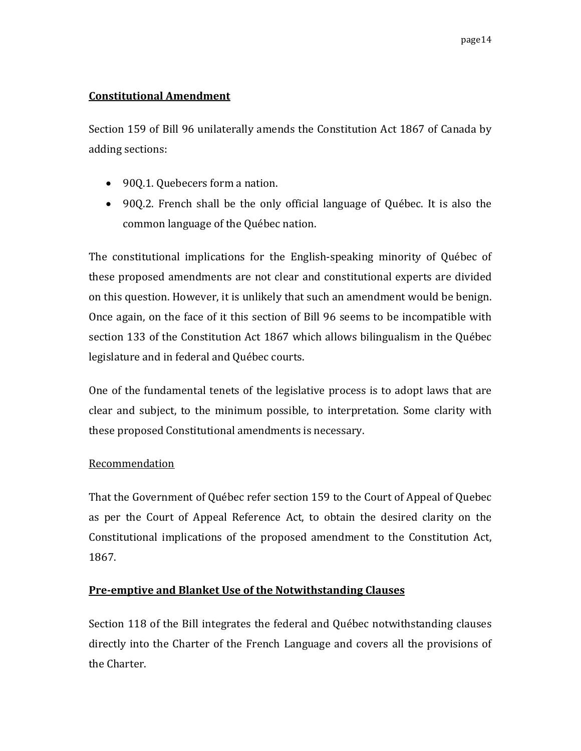**Constitutional Amendment**

Section 159 of Bill 96 unilaterally amends the Constitution Act 1867 of Canada by adding sections:

- 90Q.1. Quebecers form a nation.
- 90Q.2. French shall be the only official language of Québec. It is also the common language of the Québec nation.

The constitutional implications for the English-speaking minority of Québec of these proposed amendments are not clear and constitutional experts are divided on this question. However, it is unlikely that such an amendment would be benign. Once again, on the face of it this section of Bill 96 seems to be incompatible with section 133 of the Constitution Act 1867 which allows bilingualism in the Québec legislature and in federal and Québec courts.

One of the fundamental tenets of the legislative process is to adopt laws that are clear and subject, to the minimum possible, to interpretation. Some clarity with these proposed Constitutional amendments is necessary.

Recommendation

That the Government of Québec refer section 159 to the Court of Appeal of Quebec as per the Court of Appeal Reference Act, to obtain the desired clarity on the Constitutional implications of the proposed amendment to the Constitution Act, 1867.

**Pre-emptive and Blanket Use of the Notwithstanding Clauses**

Section 118 of the Bill integrates the federal and Québec notwithstanding clauses directly into the Charter of the French Language and covers all the provisions of the Charter.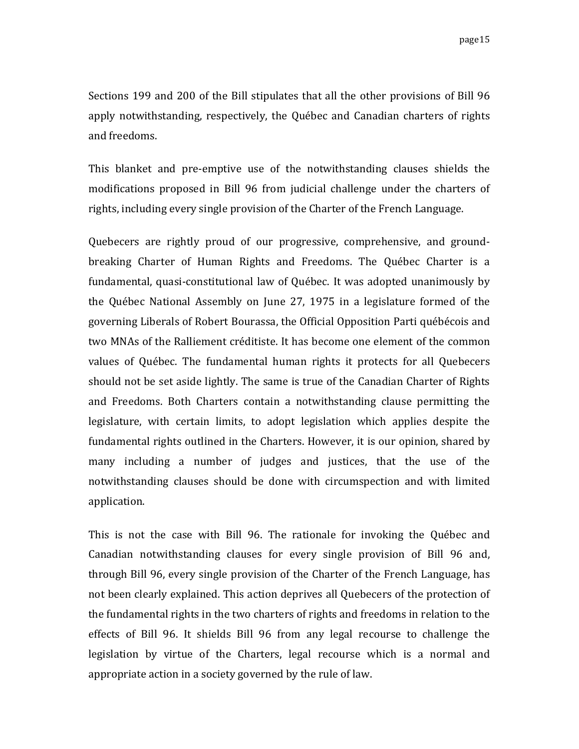Sections 199 and 200 of the Bill stipulates that all the other provisions of Bill 96 apply notwithstanding, respectively, the Québec and Canadian charters of rights and freedoms.

This blanket and pre-emptive use of the notwithstanding clauses shields the modifications proposed in Bill 96 from judicial challenge under the charters of rights, including every single provision of the Charter of the French Language.

Quebecers are rightly proud of our progressive, comprehensive, and ground-breaking Charter of Human Rights and Freedoms. The Québec Charter is a fundamental, quasi-constitutional law of Québec. It was adopted unanimously by the Québec National Assembly on June 27, 1975 in a legislature formed of the governing Liberals of Robert Bourassa, the Official Opposition Parti québécois and two MNAs of the Ralliement créditiste. It has become one element of the common values of Québec. The fundamental human rights it protects for all Quebecers should not be set aside lightly. The same is true of the Canadian Charter of Rights and Freedoms. Both Charters contain a notwithstanding clause permitting the legislature, with certain limits, to adopt legislation which applies despite the fundamental rights outlined in the Charters. However, it is our opinion, shared by many including a number of judges and justices, that the use of the notwithstanding clauses should be done with circumspection and with limited application.

This is not the case with Bill 96. The rationale for invoking the Québec and Canadian notwithstanding clauses for every single provision of Bill 96 and, through Bill 96, every single provision of the Charter of the French Language, has not been clearly explained. This action deprives all Quebecers of the protection of the fundamental rights in the two charters of rights and freedoms in relation to the effects of Bill 96. It shields Bill 96 from any legal recourse to challenge the legislation by virtue of the Charters, legal recourse which is a normal and appropriate action in a society governed by the rule of law.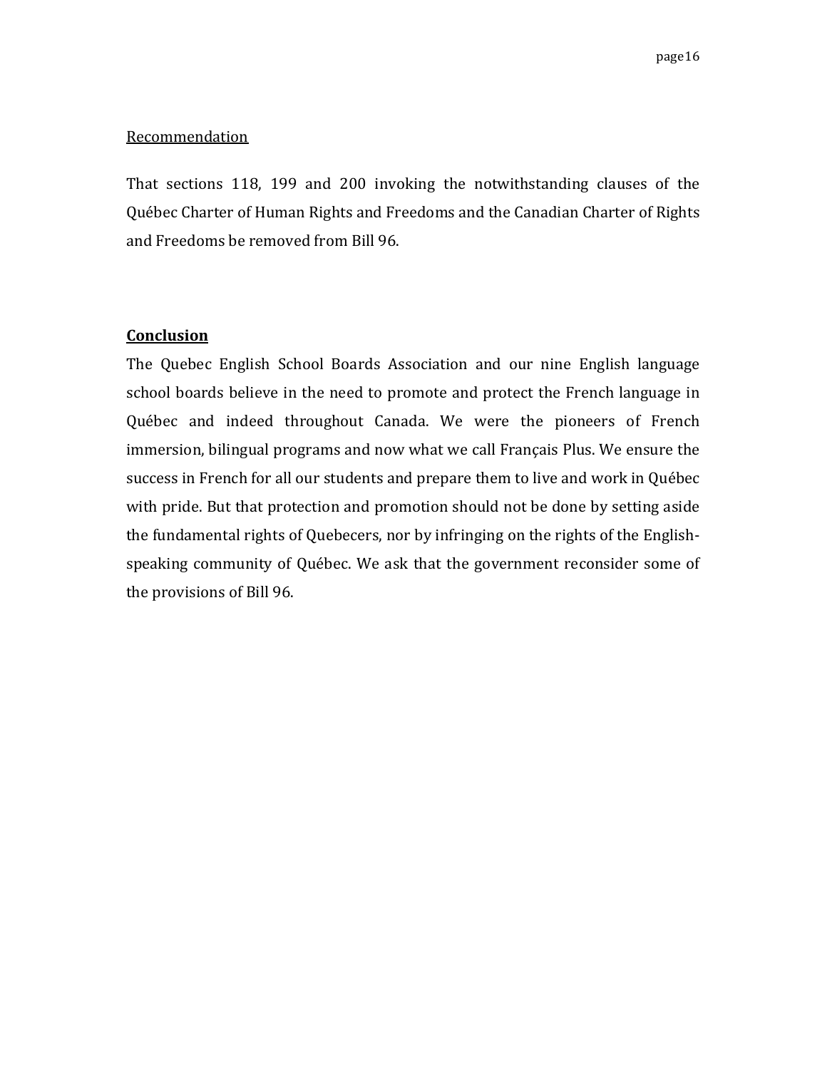Recommendation

That sections 118, 199 and 200 invoking the notwithstanding clauses of the Québec Charter of Human Rights and Freedoms and the Canadian Charter of Rights and Freedoms be removed from Bill 96.

## Conclusion

The Quebec English School Boards Association and our nine English language school boards believe in the need to promote and protect the French language in Québec and indeed throughout Canada. We were the pioneers of French immersion, bilingual programs and now what we call Français Plus. We ensure the success in French for all our students and prepare them to live and work in Québec with pride. But that protection and promotion should not be done by setting aside the fundamental rights of Quebecers, nor by infringing on the rights of the English-speaking community of Québec. We ask that the government reconsider some of the provisions of Bill 96.